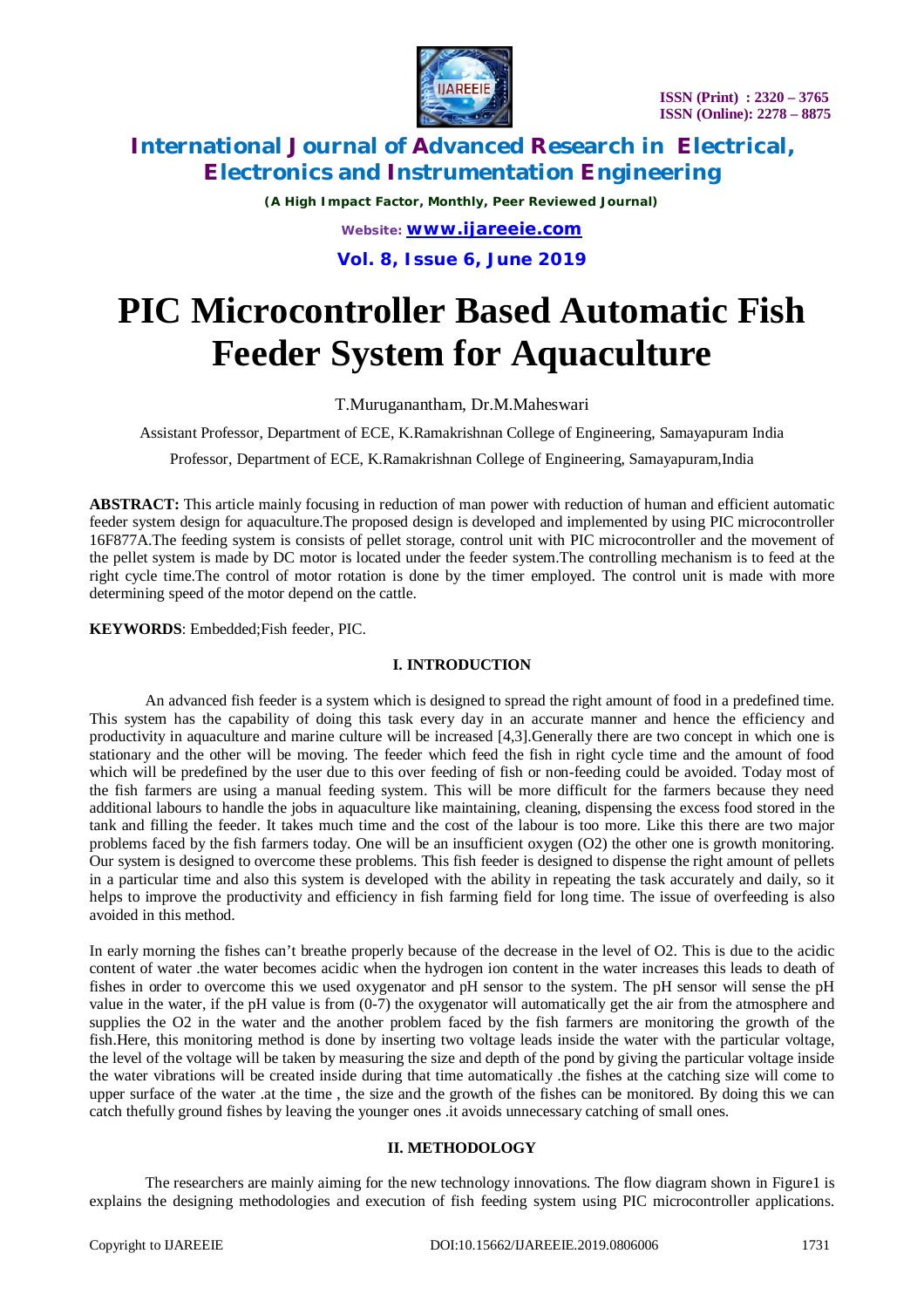# PIC Microcontroller Based Automatic Fish Feeder System for Aquaculture

T.Muruganantham, Dr.M.Maheswari

Assistant Professor, Department of ECE, K.Ramakrishnan College of Engineering, Samayapuram India

Professor, Department of ECE, K.Ramakrishnan College of Engineering, Samayapuram,India

**ABSTRACT:** This article mainly focusing in reduction of man power with reduction of human and efficient automatic feeder system design for aquaculture.The proposed design is developed and implemented by using PIC microcontroller 16F877A.The feeding system is consists of pellet storage, control unit with PIC microcontroller and the movement of the pellet system is made by DC motor is located under the feeder system.The controlling mechanism is to feed at the right cycle time.The control of motor rotation is done by the timer employed. The control unit is made with more determining speed of the motor depend on the cattle.

**KEYWORDS**: Embedded;Fish feeder, PIC.

## I. INTRODUCTION

An advanced fish feeder is a system which is designed to spread the right amount of food in a predefined time. This system has the capability of doing this task every day in an accurate manner and hence the efficiency and productivity in aquaculture and marine culture will be increased [4,3].Generally there are two concept in which one is stationary and the other will be moving. The feeder which feed the fish in right cycle time and the amount of food which will be predefined by the user due to this over feeding of fish or non-feeding could be avoided. Today most of the fish farmers are using a manual feeding system. This will be more difficult for the farmers because they need additional labours to handle the jobs in aquaculture like maintaining, cleaning, dispensing the excess food stored in the tank and filling the feeder. It takes much time and the cost of the labour is too more. Like this there are two major problems faced by the fish farmers today. One will be an insufficient oxygen ($O_2$) the other one is growth monitoring. Our system is designed to overcome these problems. This fish feeder is designed to dispense the right amount of pellets in a particular time and also this system is developed with the ability in repeating the task accurately and daily, so it helps to improve the productivity and efficiency in fish farming field for long time. The issue of overfeeding is also avoided in this method.

In early morning the fishes can't breathe properly because of the decrease in the level of $O_2$. This is due to the acidic content of water .the water becomes acidic when the hydrogen ion content in the water increases this leads to death of fishes in order to overcome this we used oxygenator and pH sensor to the system. The pH sensor will sense the pH value in the water, if the pH value is from (0-7) the oxygenator will automatically get the air from the atmosphere and supplies the $O_2$ in the water and the another problem faced by the fish farmers are monitoring the growth of the fish.Here, this monitoring method is done by inserting two voltage leads inside the water with the particular voltage, the level of the voltage will be taken by measuring the size and depth of the pond by giving the particular voltage inside the water vibrations will be created inside during that time automatically .the fishes at the catching size will come to upper surface of the water .at the time , the size and the growth of the fishes can be monitored. By doing this we can catch thefully ground fishes by leaving the younger ones .it avoids unnecessary catching of small ones.

## II. METHODOLOGY

The researchers are mainly aiming for the new technology innovations. The flow diagram shown in Figure1 is explains the designing methodologies and execution of fish feeding system using PIC microcontroller applications.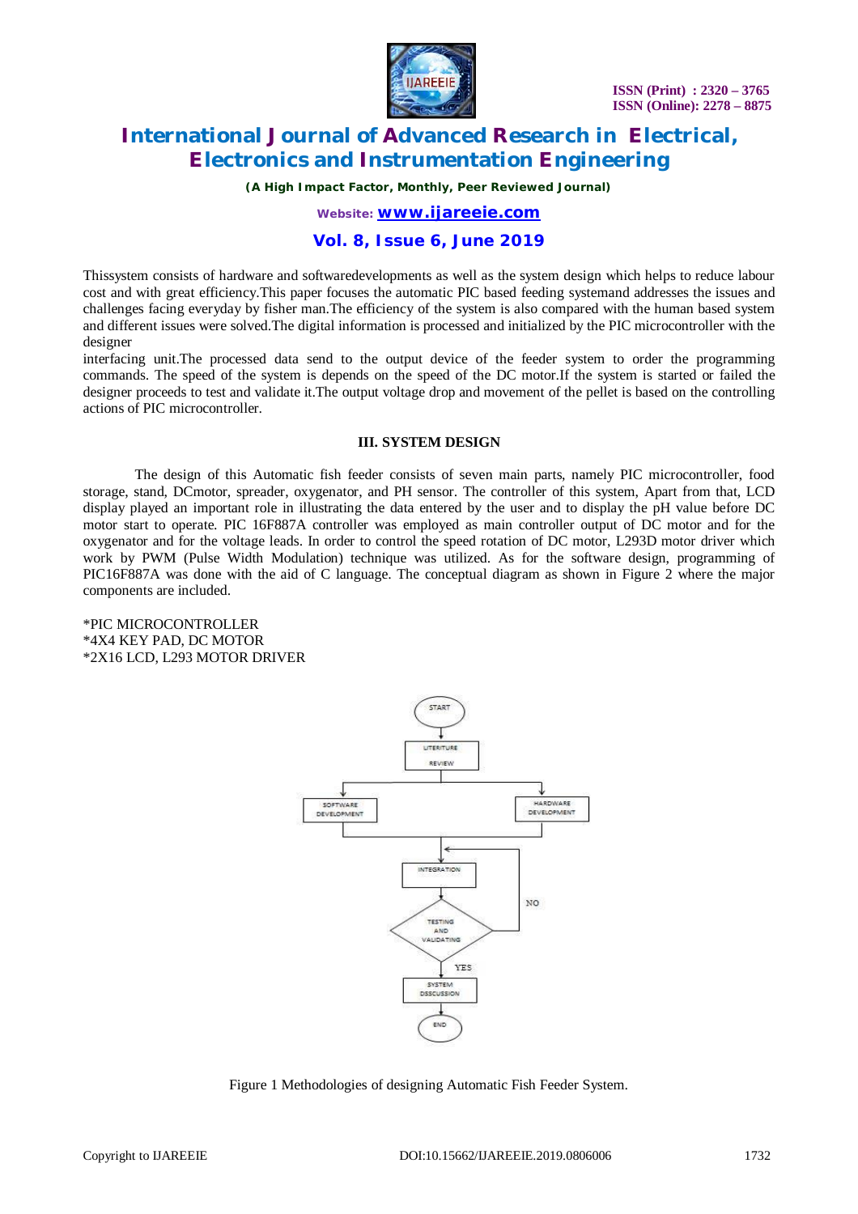Thissystem consists of hardware and softwaredevelopments as well as the system design which helps to reduce labour cost and with great efficiency.This paper focuses the automatic PIC based feeding systemand addresses the issues and challenges facing everyday by fisher man.The efficiency of the system is also compared with the human based system and different issues were solved.The digital information is processed and initialized by the PIC microcontroller with the designer
interfacing unit.The processed data send to the output device of the feeder system to order the programming commands. The speed of the system is depends on the speed of the DC motor.If the system is started or failed the designer proceeds to test and validate it.The output voltage drop and movement of the pellet is based on the controlling actions of PIC microcontroller.

## III. SYSTEM DESIGN

The design of this Automatic fish feeder consists of seven main parts, namely PIC microcontroller, food storage, stand, DCmotor, spreader, oxygenator, and PH sensor. The controller of this system, Apart from that, LCD display played an important role in illustrating the data entered by the user and to display the pH value before DC motor start to operate. PIC 16F887A controller was employed as main controller output of DC motor and for the oxygenator and for the voltage leads. In order to control the speed rotation of DC motor, L293D motor driver which work by PWM (Pulse Width Modulation) technique was utilized. As for the software design, programming of PIC16F887A was done with the aid of C language. The conceptual diagram as shown in Figure 2 where the major components are included.

*PIC MICROCONTROLLER
*4X4 KEY PAD, DC MOTOR
*2X16 LCD, L293 MOTOR DRIVER

START
LITERITURE REVIEW
SOFTWARE DEVELOPMENT
HARDWARE DEVELOPMENT
INTEGRATION
TESTING AND VALIDATING
NO
YES
SYSTEM DSSCUSSION
END

Figure 1 Methodologies of designing Automatic Fish Feeder System.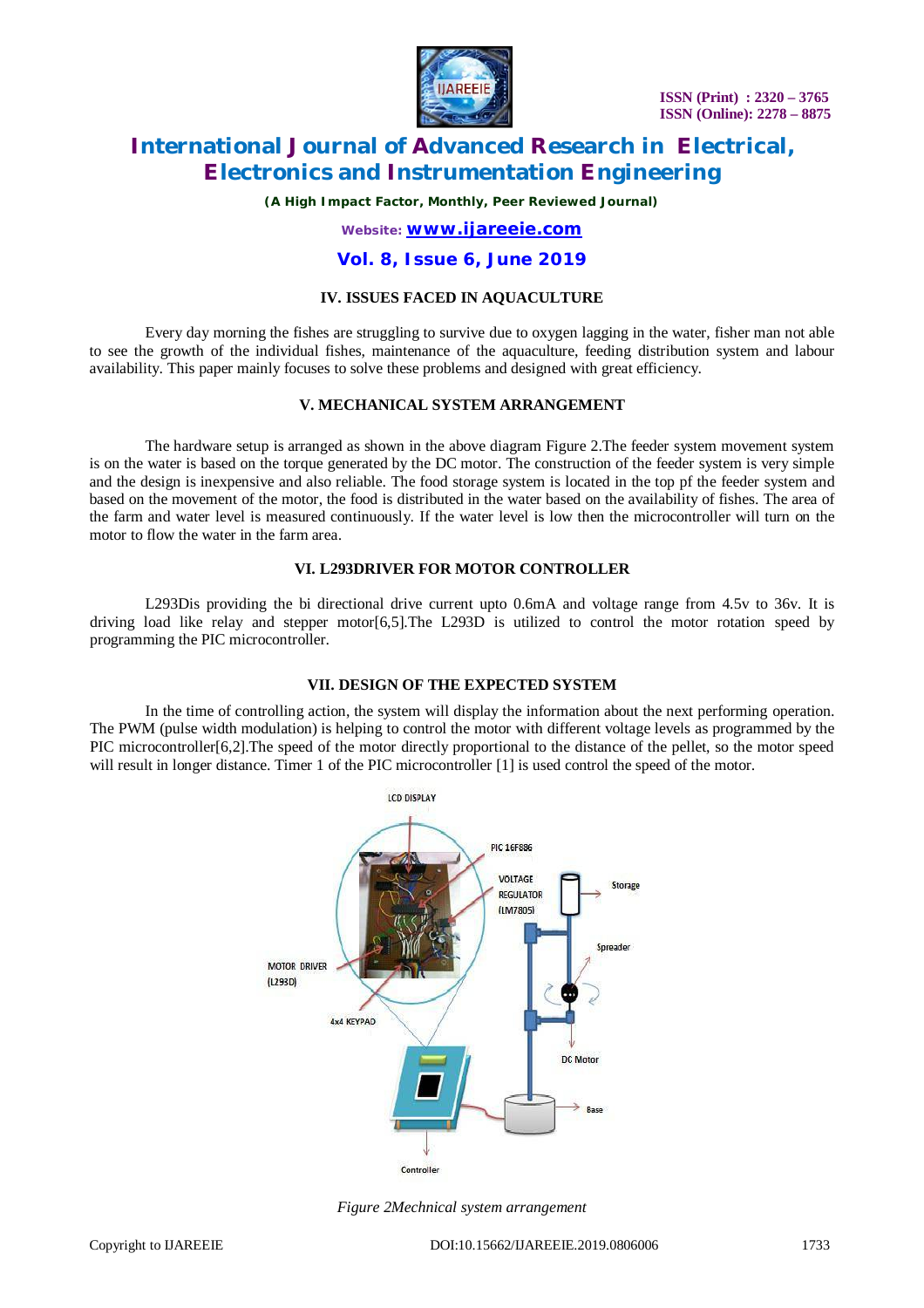## IV. ISSUES FACED IN AQUACULTURE

Every day morning the fishes are struggling to survive due to oxygen lagging in the water, fisher man not able to see the growth of the individual fishes, maintenance of the aquaculture, feeding distribution system and labour availability. This paper mainly focuses to solve these problems and designed with great efficiency.

## V. MECHANICAL SYSTEM ARRANGEMENT

The hardware setup is arranged as shown in the above diagram Figure 2.The feeder system movement system is on the water is based on the torque generated by the DC motor. The construction of the feeder system is very simple and the design is inexpensive and also reliable. The food storage system is located in the top pf the feeder system and based on the movement of the motor, the food is distributed in the water based on the availability of fishes. The area of the farm and water level is measured continuously. If the water level is low then the microcontroller will turn on the motor to flow the water in the farm area.

## VI. L293DRIVER FOR MOTOR CONTROLLER

L293Dis providing the bi directional drive current upto 0.6mA and voltage range from 4.5v to 36v. It is driving load like relay and stepper motor[6,5].The L293D is utilized to control the motor rotation speed by programming the PIC microcontroller.

## VII. DESIGN OF THE EXPECTED SYSTEM

In the time of controlling action, the system will display the information about the next performing operation. The PWM (pulse width modulation) is helping to control the motor with different voltage levels as programmed by the PIC microcontroller[6,2].The speed of the motor directly proportional to the distance of the pellet, so the motor speed will result in longer distance. Timer 1 of the PIC microcontroller [1] is used control the speed of the motor.

LCD DISPLAY
PIC 16F886
VOLTAGE REGULATOR (LM7805)
Storage
Spreader
MOTOR DRIVER (L293D)
4x4 KEYPAD
DC Motor
Base
Controller

*Figure 2Mechnical system arrangement*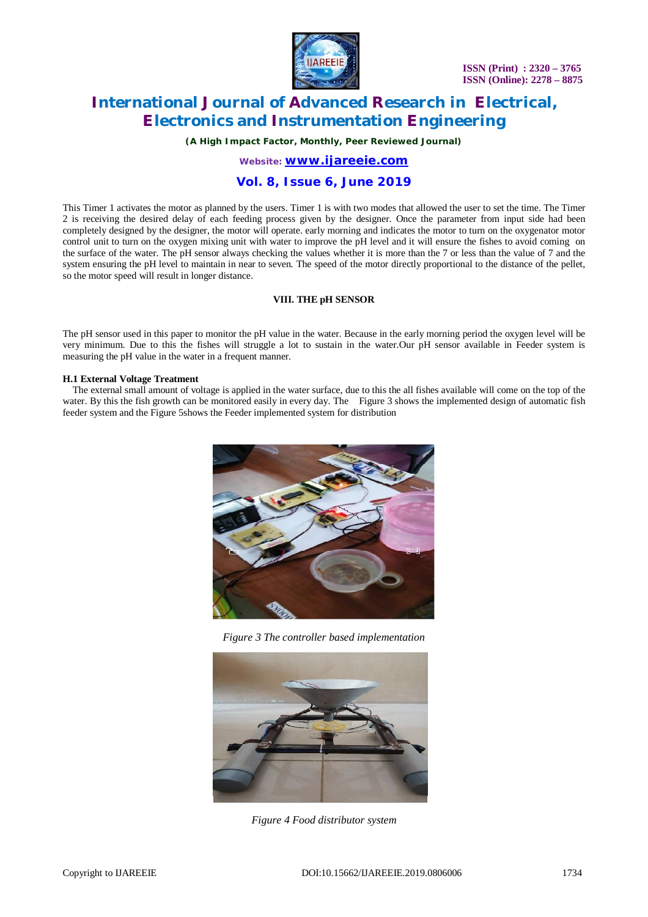This Timer 1 activates the motor as planned by the users. Timer 1 is with two modes that allowed the user to set the time. The Timer 2 is receiving the desired delay of each feeding process given by the designer. Once the parameter from input side had been completely designed by the designer, the motor will operate. early morning and indicates the motor to turn on the oxygenator motor control unit to turn on the oxygen mixing unit with water to improve the pH level and it will ensure the fishes to avoid coming on the surface of the water. The pH sensor always checking the values whether it is more than the 7 or less than the value of 7 and the system ensuring the pH level to maintain in near to seven. The speed of the motor directly proportional to the distance of the pellet, so the motor speed will result in longer distance.

## VIII. THE pH SENSOR

The pH sensor used in this paper to monitor the pH value in the water. Because in the early morning period the oxygen level will be very minimum. Due to this the fishes will struggle a lot to sustain in the water.Our pH sensor available in Feeder system is measuring the pH value in the water in a frequent manner.

### H.1 External Voltage Treatment

The external small amount of voltage is applied in the water surface, due to this the all fishes available will come on the top of the water. By this the fish growth can be monitored easily in every day. The Figure 3 shows the implemented design of automatic fish feeder system and the Figure 5shows the Feeder implemented system for distribution

*Figure 3 The controller based implementation*

*Figure 4 Food distributor system*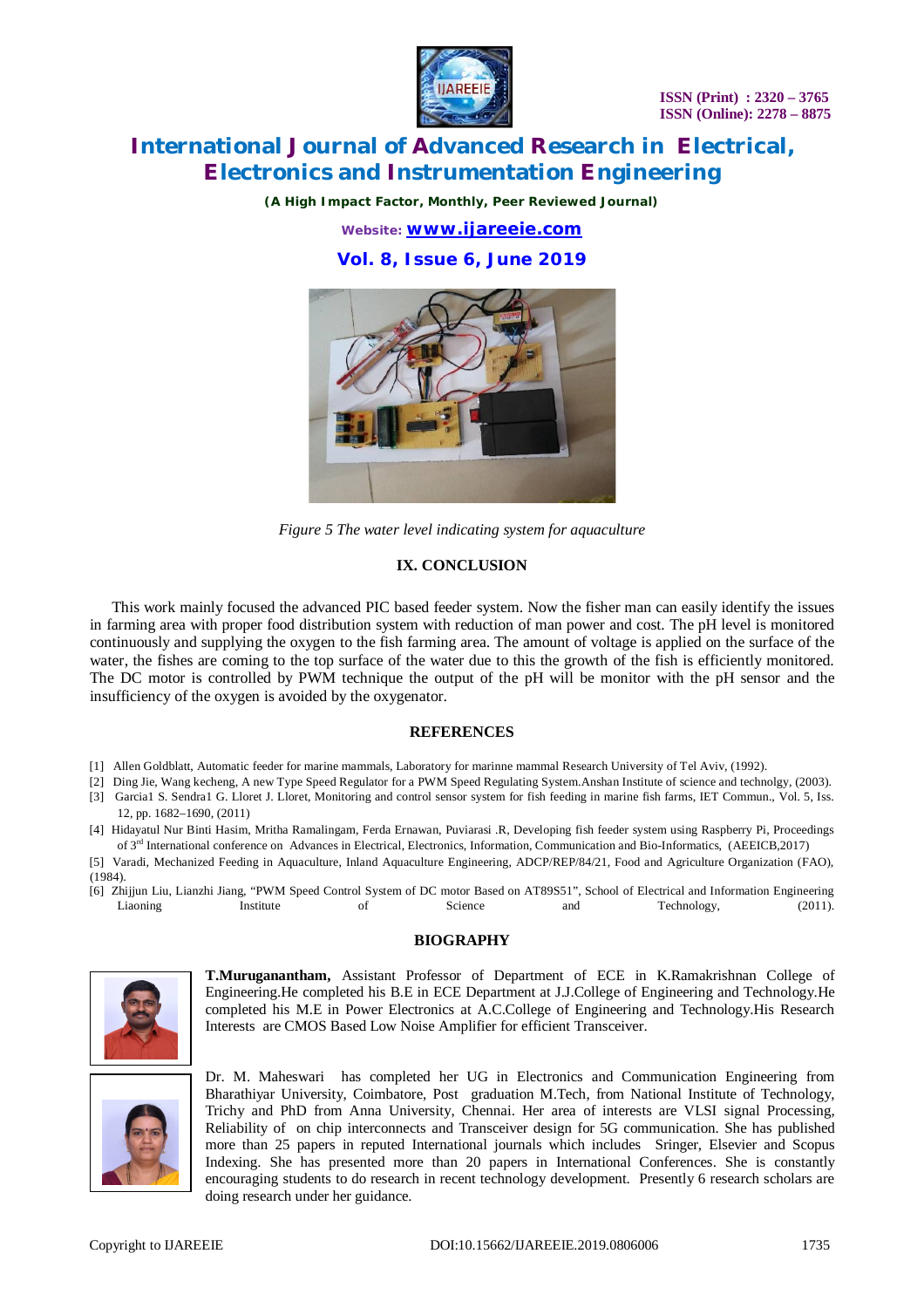*Figure 5 The water level indicating system for aquaculture*

## IX. CONCLUSION

This work mainly focused the advanced PIC based feeder system. Now the fisher man can easily identify the issues in farming area with proper food distribution system with reduction of man power and cost. The pH level is monitored continuously and supplying the oxygen to the fish farming area. The amount of voltage is applied on the surface of the water, the fishes are coming to the top surface of the water due to this the growth of the fish is efficiently monitored. The DC motor is controlled by PWM technique the output of the pH will be monitor with the pH sensor and the insufficiency of the oxygen is avoided by the oxygenator.

## REFERENCES

[1] Allen Goldblatt, Automatic feeder for marine mammals, Laboratory for marinne mammal Research University of Tel Aviv, (1992).

[2] Ding Jie, Wang kecheng, A new Type Speed Regulator for a PWM Speed Regulating System.Anshan Institute of science and technolgy, (2003).

[3] Garcia1 S. Sendra1 G. Lloret J. Lloret, Monitoring and control sensor system for fish feeding in marine fish farms, IET Commun., Vol. 5, Iss. 12, pp. 1682–1690, (2011)

[4] Hidayatul Nur Binti Hasim, Mritha Ramalingam, Ferda Ernawan, Puviarasi .R, Developing fish feeder system using Raspberry Pi, Proceedings of 3rd International conference on Advances in Electrical, Electronics, Information, Communication and Bio-Informatics, (AEEICB,2017)

[5] Varadi, Mechanized Feeding in Aquaculture, Inland Aquaculture Engineering, ADCP/REP/84/21, Food and Agriculture Organization (FAO), (1984).

[6] Zhijjun Liu, Lianzhi Jiang, "PWM Speed Control System of DC motor Based on AT89S51", School of Electrical and Information Engineering Liaoning Institute of Science and Technology, (2011).

## BIOGRAPHY

**T.Muruganantham,** Assistant Professor of Department of ECE in K.Ramakrishnan College of Engineering.He completed his B.E in ECE Department at J.J.College of Engineering and Technology.He completed his M.E in Power Electronics at A.C.College of Engineering and Technology.His Research Interests are CMOS Based Low Noise Amplifier for efficient Transceiver.

Dr. M. Maheswari has completed her UG in Electronics and Communication Engineering from Bharathiyar University, Coimbatore, Post graduation M.Tech, from National Institute of Technology, Trichy and PhD from Anna University, Chennai. Her area of interests are VLSI signal Processing, Reliability of on chip interconnects and Transceiver design for 5G communication. She has published more than 25 papers in reputed International journals which includes Sringer, Elsevier and Scopus Indexing. She has presented more than 20 papers in International Conferences. She is constantly encouraging students to do research in recent technology development. Presently 6 research scholars are doing research under her guidance.